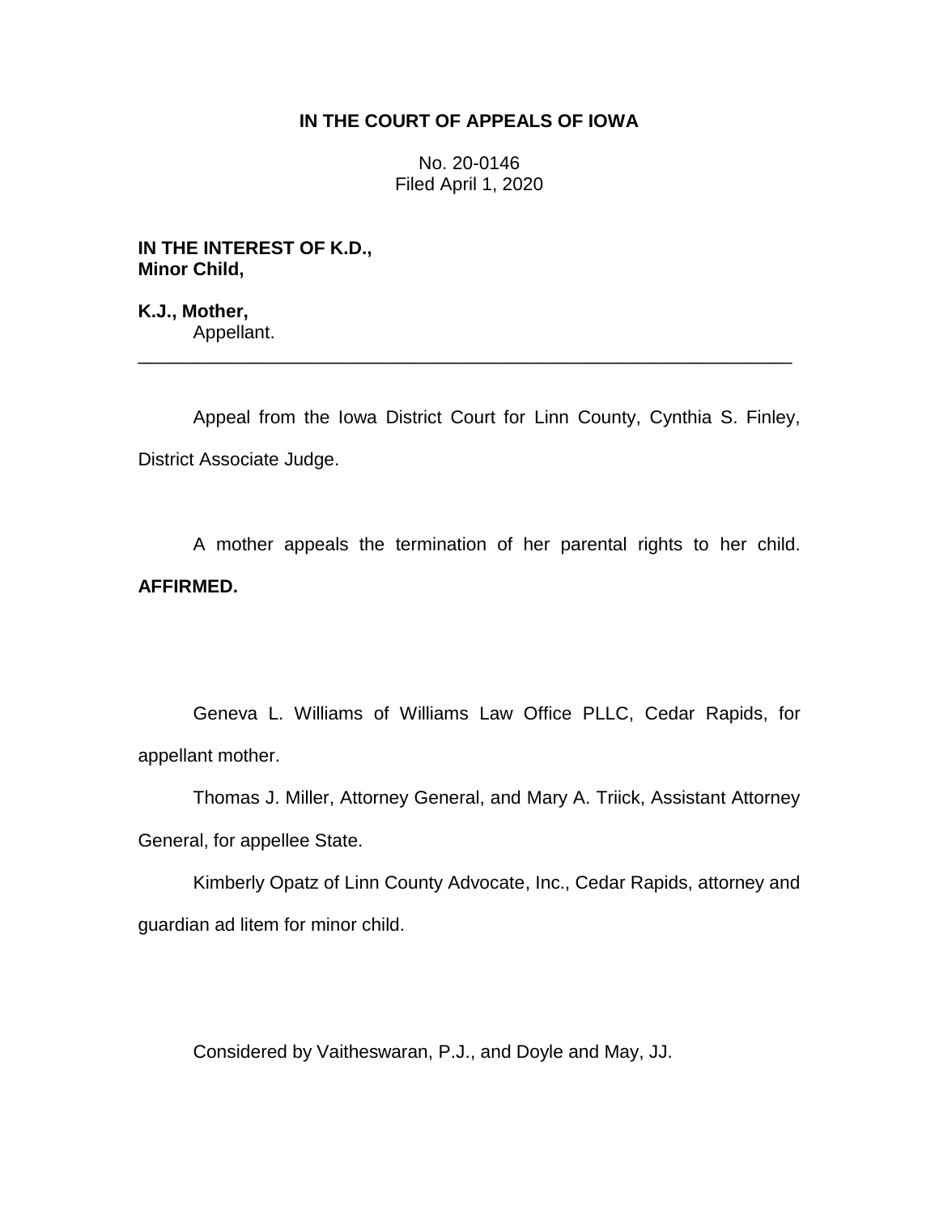# IN THE COURT OF APPEALS OF IOWA

No. 20-0146
Filed April 1, 2020

**IN THE INTEREST OF K.D.,**
**Minor Child,**

**K.J., Mother,**
Appellant.

---

Appeal from the Iowa District Court for Linn County, Cynthia S. Finley, District Associate Judge.

A mother appeals the termination of her parental rights to her child. **AFFIRMED.**

Geneva L. Williams of Williams Law Office PLLC, Cedar Rapids, for appellant mother.

Thomas J. Miller, Attorney General, and Mary A. Triick, Assistant Attorney General, for appellee State.

Kimberly Opatz of Linn County Advocate, Inc., Cedar Rapids, attorney and guardian ad litem for minor child.

Considered by Vaitheswaran, P.J., and Doyle and May, JJ.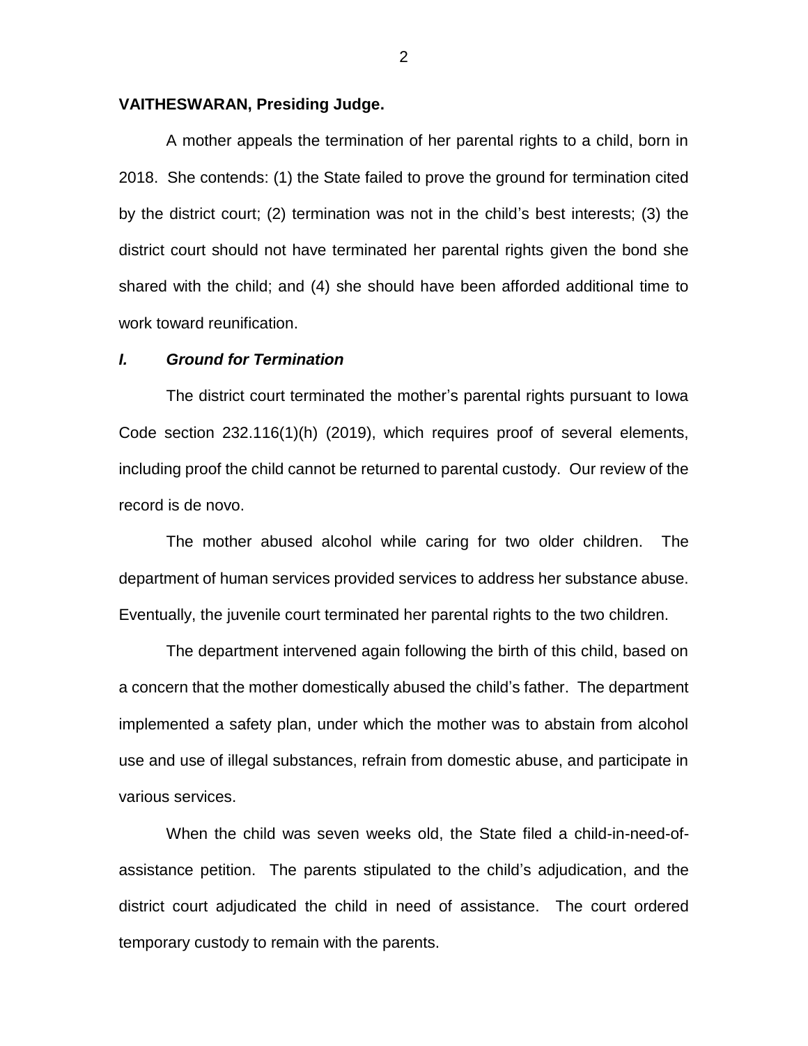**VAITHESWARAN, Presiding Judge.**

A mother appeals the termination of her parental rights to a child, born in 2018. She contends: (1) the State failed to prove the ground for termination cited by the district court; (2) termination was not in the child's best interests; (3) the district court should not have terminated her parental rights given the bond she shared with the child; and (4) she should have been afforded additional time to work toward reunification.

### *I. Ground for Termination*

The district court terminated the mother's parental rights pursuant to Iowa Code section 232.116(1)(h) (2019), which requires proof of several elements, including proof the child cannot be returned to parental custody. Our review of the record is de novo.

The mother abused alcohol while caring for two older children. The department of human services provided services to address her substance abuse. Eventually, the juvenile court terminated her parental rights to the two children.

The department intervened again following the birth of this child, based on a concern that the mother domestically abused the child's father. The department implemented a safety plan, under which the mother was to abstain from alcohol use and use of illegal substances, refrain from domestic abuse, and participate in various services.

When the child was seven weeks old, the State filed a child-in-need-of-assistance petition. The parents stipulated to the child's adjudication, and the district court adjudicated the child in need of assistance. The court ordered temporary custody to remain with the parents.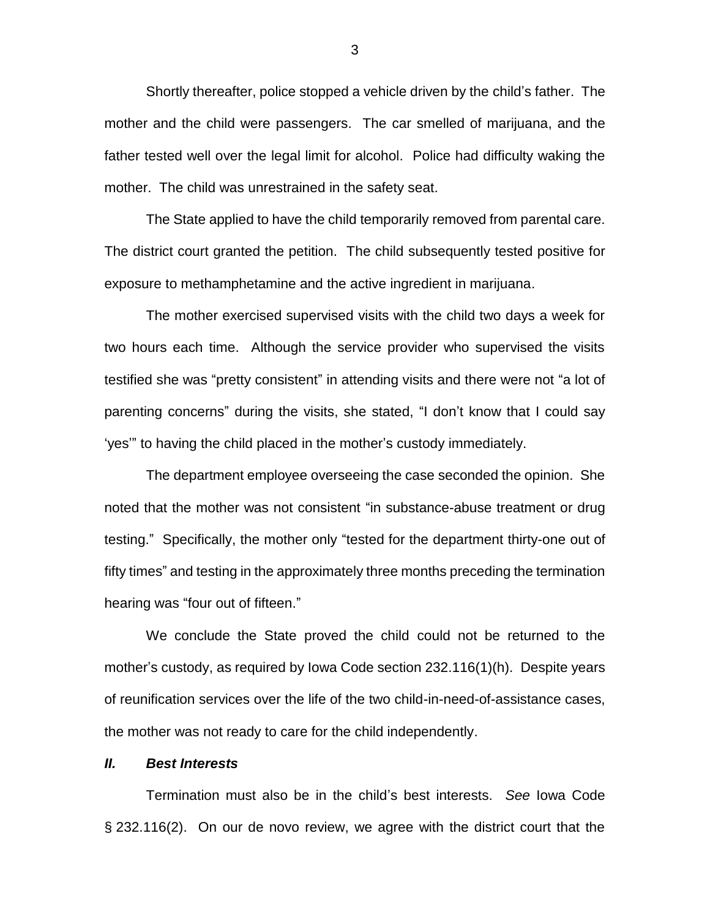Shortly thereafter, police stopped a vehicle driven by the child's father. The mother and the child were passengers. The car smelled of marijuana, and the father tested well over the legal limit for alcohol. Police had difficulty waking the mother. The child was unrestrained in the safety seat.

The State applied to have the child temporarily removed from parental care. The district court granted the petition. The child subsequently tested positive for exposure to methamphetamine and the active ingredient in marijuana.

The mother exercised supervised visits with the child two days a week for two hours each time. Although the service provider who supervised the visits testified she was "pretty consistent" in attending visits and there were not "a lot of parenting concerns" during the visits, she stated, "I don't know that I could say 'yes'" to having the child placed in the mother's custody immediately.

The department employee overseeing the case seconded the opinion. She noted that the mother was not consistent "in substance-abuse treatment or drug testing." Specifically, the mother only "tested for the department thirty-one out of fifty times" and testing in the approximately three months preceding the termination hearing was "four out of fifteen."

We conclude the State proved the child could not be returned to the mother's custody, as required by Iowa Code section 232.116(1)(h). Despite years of reunification services over the life of the two child-in-need-of-assistance cases, the mother was not ready to care for the child independently.

## *II. Best Interests*

Termination must also be in the child's best interests. *See* Iowa Code § 232.116(2). On our de novo review, we agree with the district court that the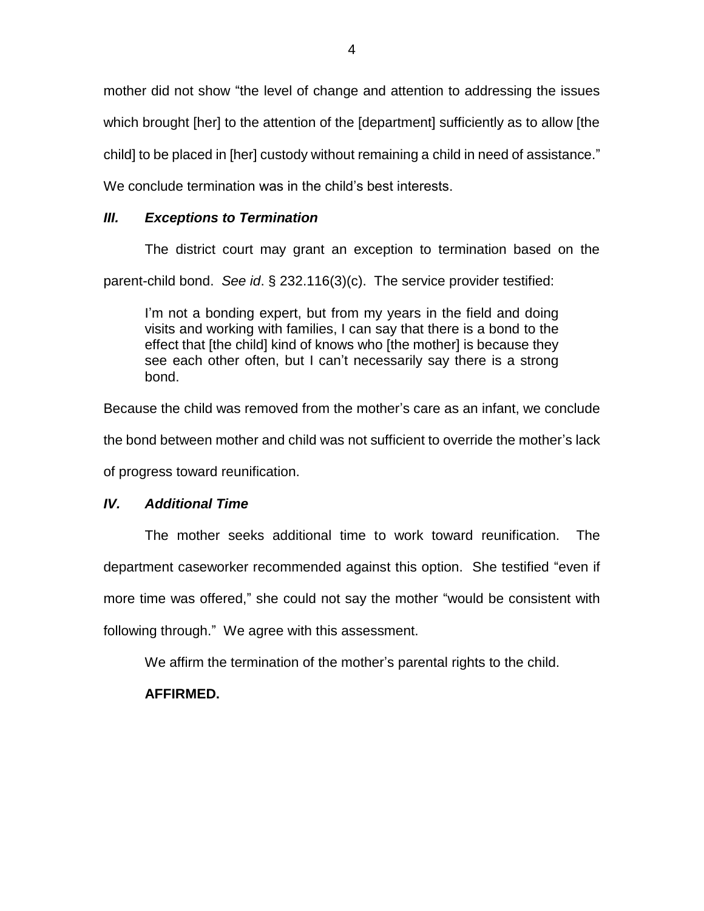mother did not show "the level of change and attention to addressing the issues which brought [her] to the attention of the [department] sufficiently as to allow [the child] to be placed in [her] custody without remaining a child in need of assistance." We conclude termination was in the child's best interests.

### *III. Exceptions to Termination*

The district court may grant an exception to termination based on the parent-child bond. *See id*. § 232.116(3)(c). The service provider testified:

> I'm not a bonding expert, but from my years in the field and doing visits and working with families, I can say that there is a bond to the effect that [the child] kind of knows who [the mother] is because they see each other often, but I can't necessarily say there is a strong bond.

Because the child was removed from the mother's care as an infant, we conclude the bond between mother and child was not sufficient to override the mother's lack of progress toward reunification.

### *IV. Additional Time*

The mother seeks additional time to work toward reunification. The department caseworker recommended against this option. She testified "even if more time was offered," she could not say the mother "would be consistent with following through." We agree with this assessment.

We affirm the termination of the mother's parental rights to the child.

**AFFIRMED.**